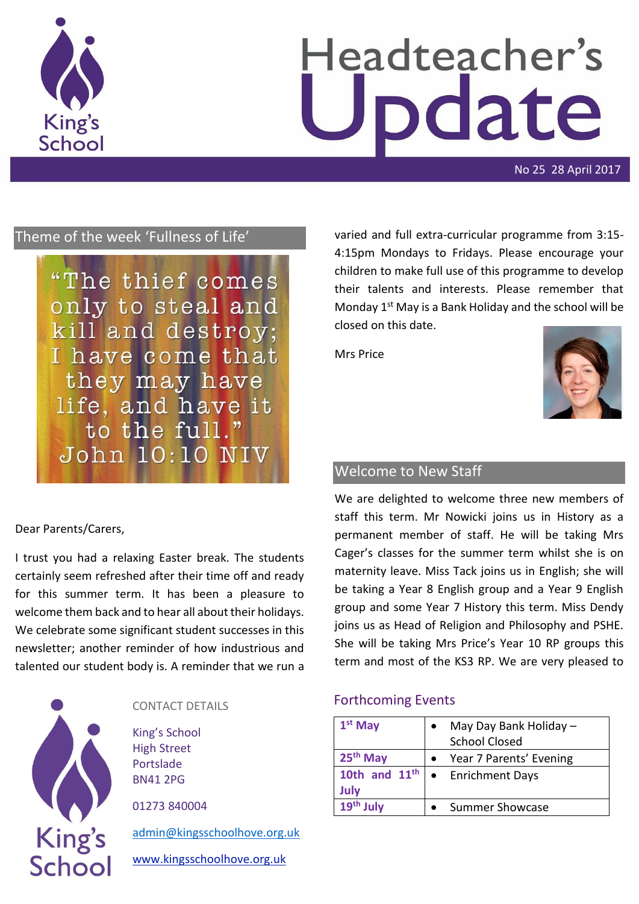# Headteacher's Update

No 25 28 April 2017

## Theme of the week 'Fullness of Life'

"The thief comes only to steal and kill and destroy; I have come that they may have life, and have it to the full." John 10:10 NIV

Dear Parents/Carers,

I trust you had a relaxing Easter break. The students certainly seem refreshed after their time off and ready for this summer term. It has been a pleasure to welcome them back and to hear all about their holidays. We celebrate some significant student successes in this newsletter; another reminder of how industrious and talented our student body is. A reminder that we run a varied and full extra-curricular programme from 3:15-4:15pm Mondays to Fridays. Please encourage your children to make full use of this programme to develop their talents and interests. Please remember that Monday 1st May is a Bank Holiday and the school will be closed on this date.

Mrs Price

## Welcome to New Staff

We are delighted to welcome three new members of staff this term. Mr Nowicki joins us in History as a permanent member of staff. He will be taking Mrs Cager's classes for the summer term whilst she is on maternity leave. Miss Tack joins us in English; she will be taking a Year 8 English group and a Year 9 English group and some Year 7 History this term. Miss Dendy joins us as Head of Religion and Philosophy and PSHE. She will be taking Mrs Price's Year 10 RP groups this term and most of the KS3 RP. We are very pleased to

## Forthcoming Events

| Date | Event |
|---|---|
| 1st May | • May Day Bank Holiday – School Closed |
| 25th May | • Year 7 Parents' Evening |
| 10th and 11th July | • Enrichment Days |
| 19th July | • Summer Showcase |

CONTACT DETAILS

King's School
High Street
Portslade
BN41 2PG

01273 840004

admin@kingsschoolhove.org.uk

www.kingsschoolhove.org.uk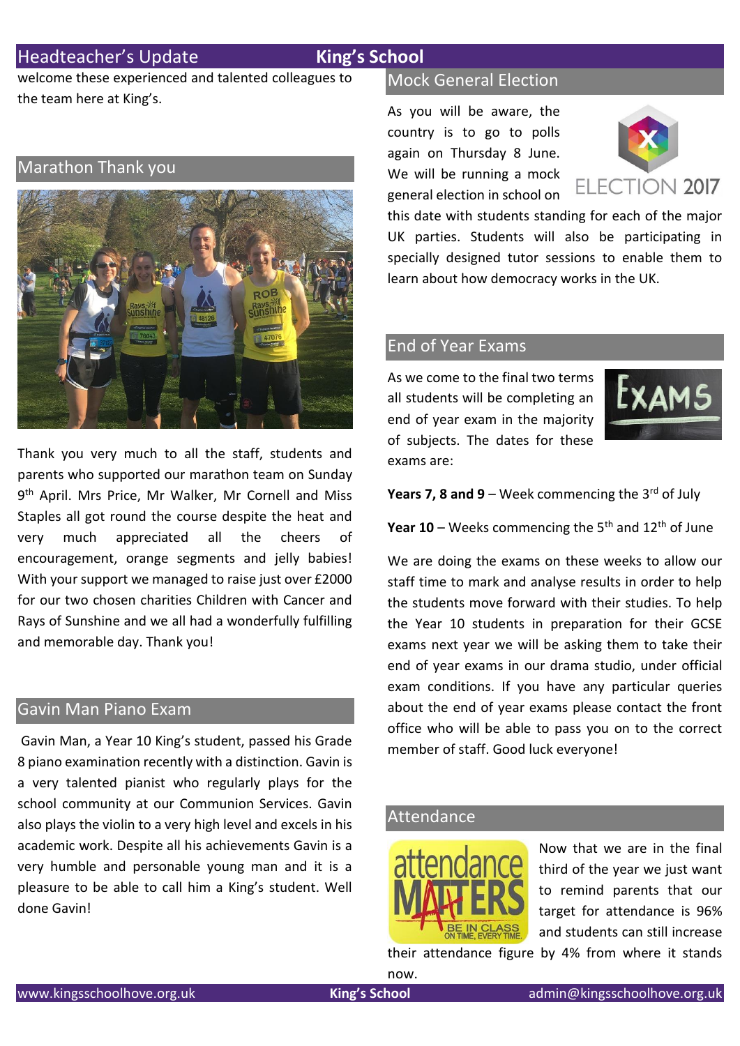welcome these experienced and talented colleagues to the team here at King's.

## Marathon Thank you

Thank you very much to all the staff, students and parents who supported our marathon team on Sunday 9th April. Mrs Price, Mr Walker, Mr Cornell and Miss Staples all got round the course despite the heat and very much appreciated all the cheers of encouragement, orange segments and jelly babies! With your support we managed to raise just over £2000 for our two chosen charities Children with Cancer and Rays of Sunshine and we all had a wonderfully fulfilling and memorable day. Thank you!

## Gavin Man Piano Exam

Gavin Man, a Year 10 King's student, passed his Grade 8 piano examination recently with a distinction. Gavin is a very talented pianist who regularly plays for the school community at our Communion Services. Gavin also plays the violin to a very high level and excels in his academic work. Despite all his achievements Gavin is a very humble and personable young man and it is a pleasure to be able to call him a King's student. Well done Gavin!

## Mock General Election

As you will be aware, the country is to go to polls again on Thursday 8 June. We will be running a mock general election in school on this date with students standing for each of the major UK parties. Students will also be participating in specially designed tutor sessions to enable them to learn about how democracy works in the UK.

## End of Year Exams

As we come to the final two terms all students will be completing an end of year exam in the majority of subjects. The dates for these exams are:

**Years 7, 8 and 9** – Week commencing the 3rd of July

**Year 10** – Weeks commencing the 5th and 12th of June

We are doing the exams on these weeks to allow our staff time to mark and analyse results in order to help the students move forward with their studies. To help the Year 10 students in preparation for their GCSE exams next year we will be asking them to take their end of year exams in our drama studio, under official exam conditions. If you have any particular queries about the end of year exams please contact the front office who will be able to pass you on to the correct member of staff. Good luck everyone!

## Attendance

Now that we are in the final third of the year we just want to remind parents that our target for attendance is 96% and students can still increase their attendance figure by 4% from where it stands now.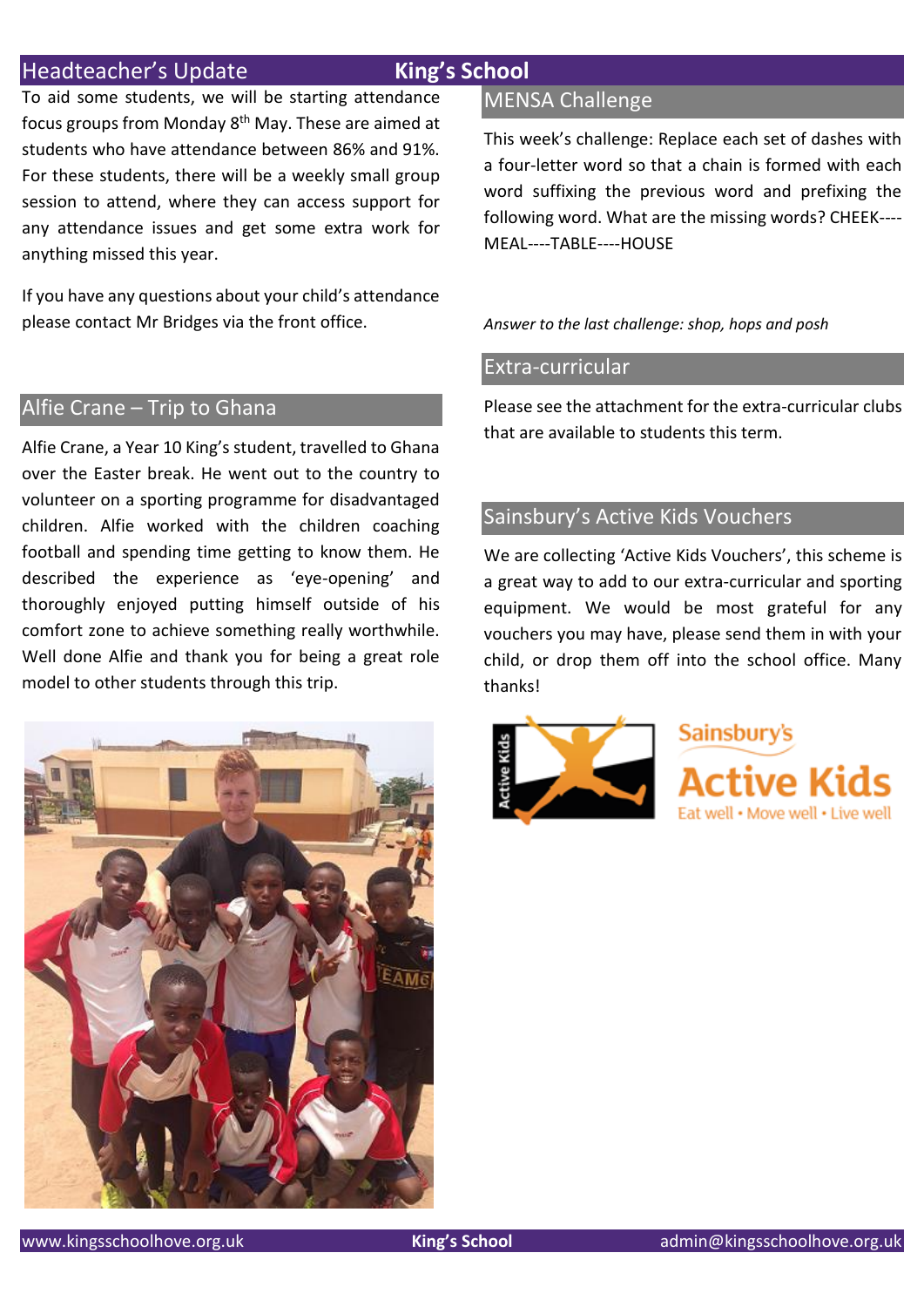## Headteacher's Update

To aid some students, we will be starting attendance focus groups from Monday 8th May. These are aimed at students who have attendance between 86% and 91%. For these students, there will be a weekly small group session to attend, where they can access support for any attendance issues and get some extra work for anything missed this year.

If you have any questions about your child's attendance please contact Mr Bridges via the front office.

## Alfie Crane – Trip to Ghana

Alfie Crane, a Year 10 King's student, travelled to Ghana over the Easter break. He went out to the country to volunteer on a sporting programme for disadvantaged children. Alfie worked with the children coaching football and spending time getting to know them. He described the experience as 'eye-opening' and thoroughly enjoyed putting himself outside of his comfort zone to achieve something really worthwhile. Well done Alfie and thank you for being a great role model to other students through this trip.

## MENSA Challenge

This week's challenge: Replace each set of dashes with a four-letter word so that a chain is formed with each word suffixing the previous word and prefixing the following word. What are the missing words? CHEEK----MEAL----TABLE----HOUSE

*Answer to the last challenge: shop, hops and posh*

## Extra-curricular

Please see the attachment for the extra-curricular clubs that are available to students this term.

## Sainsbury's Active Kids Vouchers

We are collecting 'Active Kids Vouchers', this scheme is a great way to add to our extra-curricular and sporting equipment. We would be most grateful for any vouchers you may have, please send them in with your child, or drop them off into the school office. Many thanks!